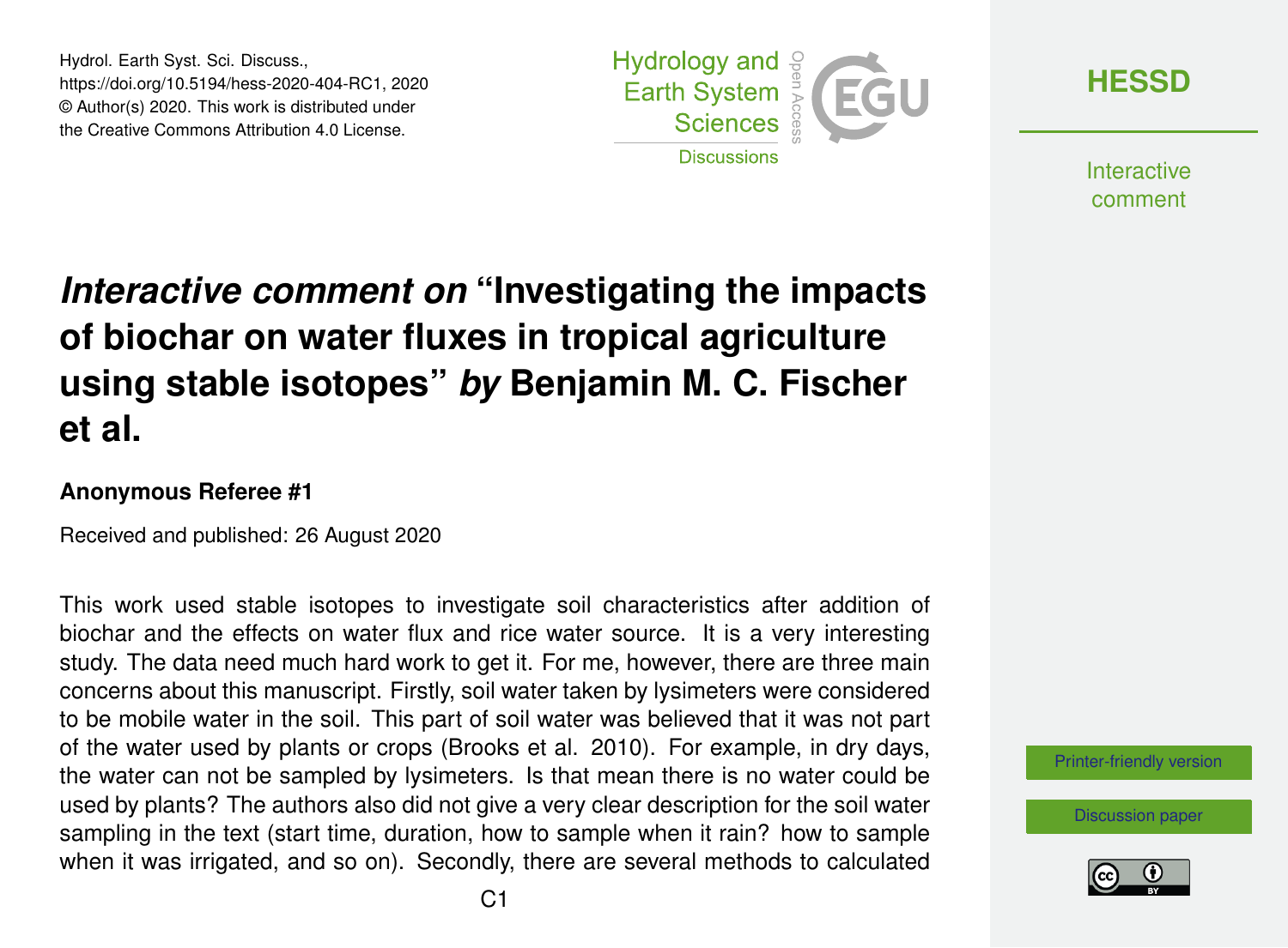# *Interactive comment on* "Investigating the impacts of biochar on water fluxes in tropical agriculture using stable isotopes" *by* Benjamin M. C. Fischer et al.

**Anonymous Referee #1**

Received and published: 26 August 2020

This work used stable isotopes to investigate soil characteristics after addition of biochar and the effects on water flux and rice water source. It is a very interesting study. The data need much hard work to get it. For me, however, there are three main concerns about this manuscript. Firstly, soil water taken by lysimeters were considered to be mobile water in the soil. This part of soil water was believed that it was not part of the water used by plants or crops (Brooks et al. 2010). For example, in dry days, the water can not be sampled by lysimeters. Is that mean there is no water could be used by plants? The authors also did not give a very clear description for the soil water sampling in the text (start time, duration, how to sample when it rain? how to sample when it was irrigated, and so on). Secondly, there are several methods to calculated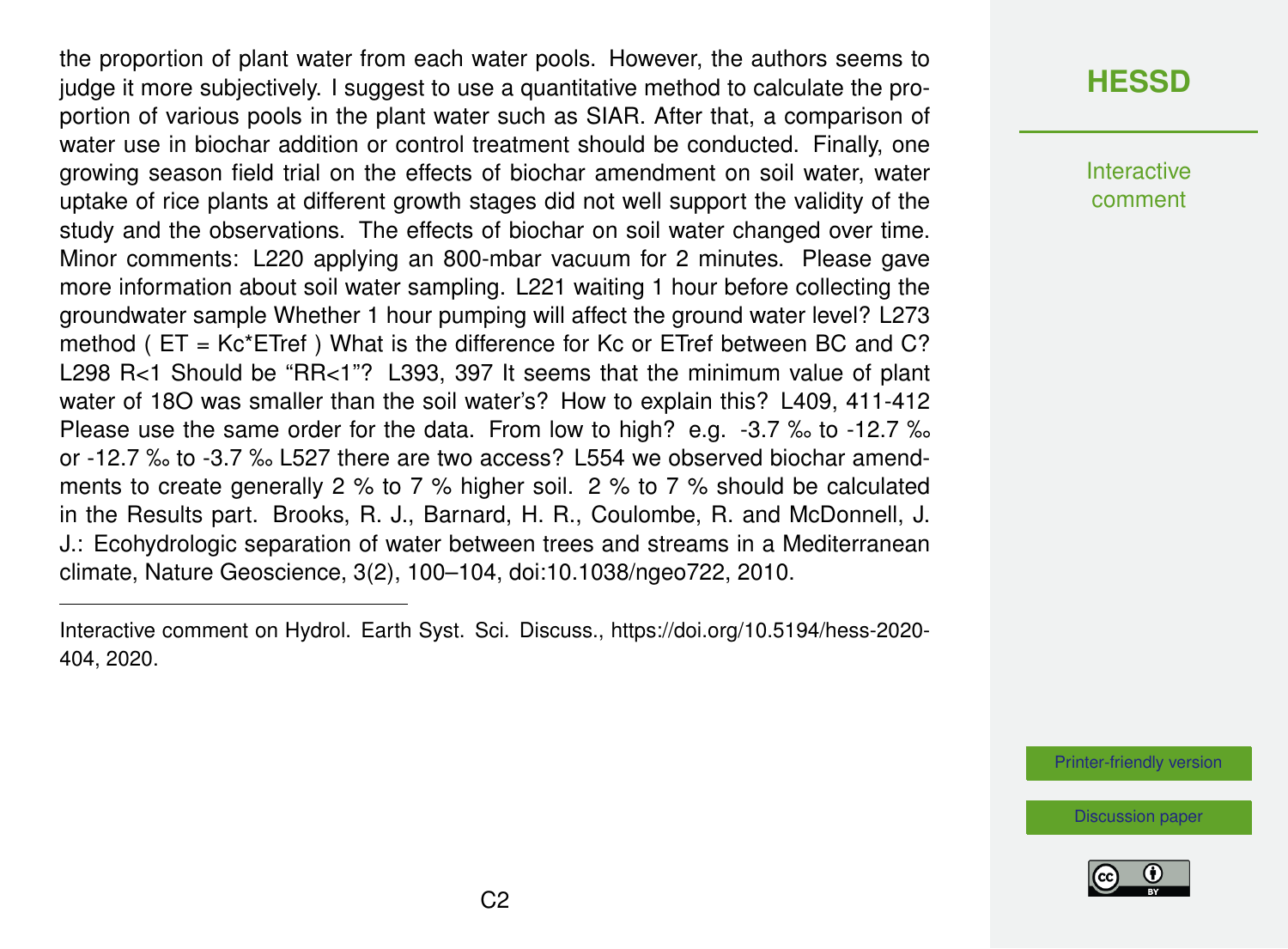the proportion of plant water from each water pools. However, the authors seems to judge it more subjectively. I suggest to use a quantitative method to calculate the proportion of various pools in the plant water such as SIAR. After that, a comparison of water use in biochar addition or control treatment should be conducted. Finally, one growing season field trial on the effects of biochar amendment on soil water, water uptake of rice plants at different growth stages did not well support the validity of the study and the observations. The effects of biochar on soil water changed over time. Minor comments: L220 applying an 800-mbar vacuum for 2 minutes. Please gave more information about soil water sampling. L221 waiting 1 hour before collecting the groundwater sample Whether 1 hour pumping will affect the ground water level? L273 method ( ET = Kc*ETref ) What is the difference for Kc or ETref between BC and C? L298 R<1 Should be "RR<1"? L393, 397 It seems that the minimum value of plant water of 18O was smaller than the soil water's? How to explain this? L409, 411-412 Please use the same order for the data. From low to high? e.g. -3.7 ‰ to -12.7 ‰ or -12.7 ‰ to -3.7 ‰ L527 there are two access? L554 we observed biochar amendments to create generally 2 % to 7 % higher soil. 2 % to 7 % should be calculated in the Results part. Brooks, R. J., Barnard, H. R., Coulombe, R. and McDonnell, J. J.: Ecohydrologic separation of water between trees and streams in a Mediterranean climate, Nature Geoscience, 3(2), 100–104, doi:10.1038/ngeo722, 2010.

---

Interactive comment on Hydrol. Earth Syst. Sci. Discuss., https://doi.org/10.5194/hess-2020-404, 2020.